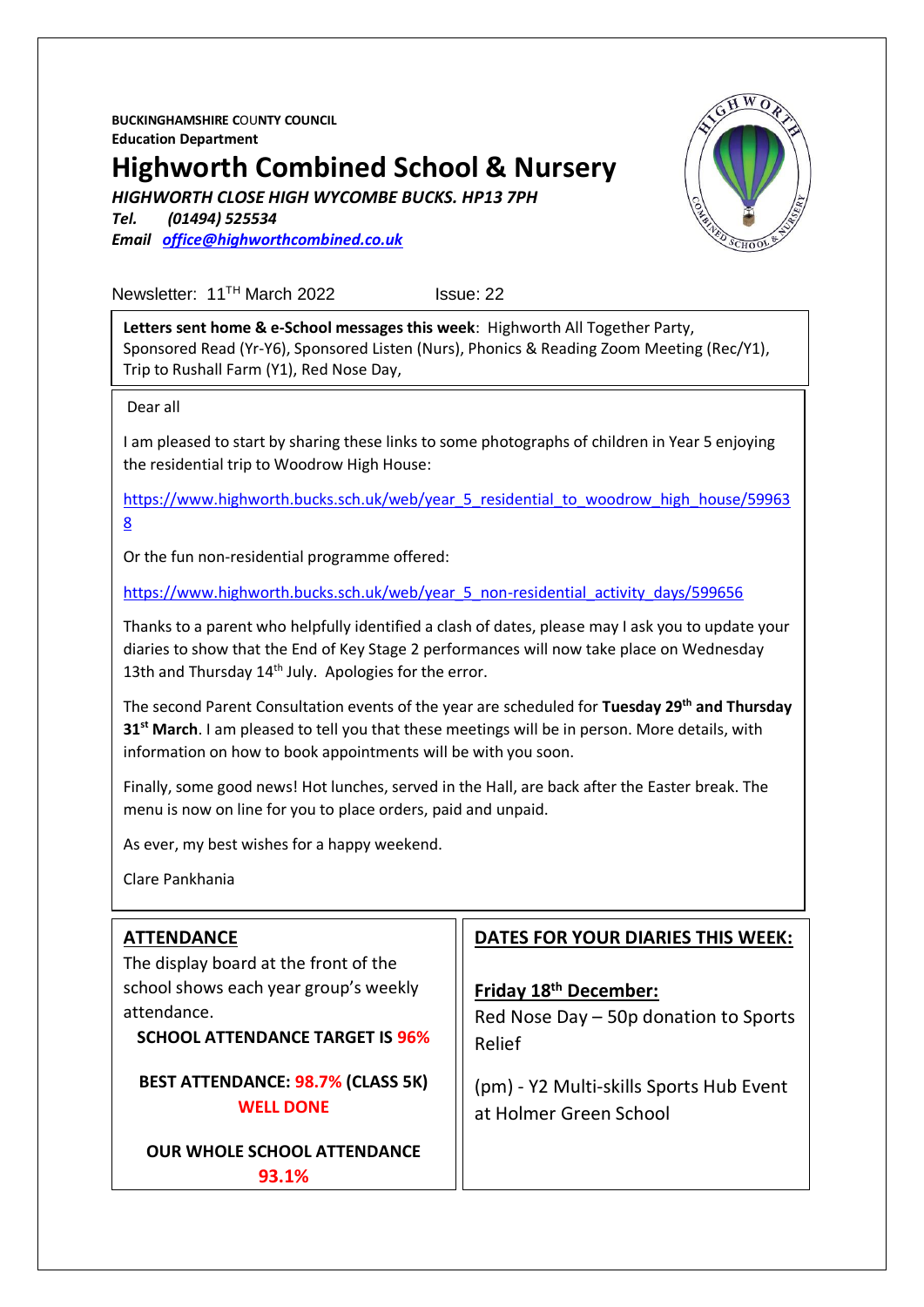**BUCKINGHAMSHIRE COUNTY COUNCIL**
**Education Department**

# Highworth Combined School & Nursery

***HIGHWORTH CLOSE HIGH WYCOMBE BUCKS. HP13 7PH***
***Tel. (01494) 525534***
***Email office@highworthcombined.co.uk***

Newsletter: 11TH March 2022 Issue: 22

**Letters sent home & e-School messages this week**: Highworth All Together Party, Sponsored Read (Yr-Y6), Sponsored Listen (Nurs), Phonics & Reading Zoom Meeting (Rec/Y1), Trip to Rushall Farm (Y1), Red Nose Day,

Dear all

I am pleased to start by sharing these links to some photographs of children in Year 5 enjoying the residential trip to Woodrow High House:

https://www.highworth.bucks.sch.uk/web/year_5_residential_to_woodrow_high_house/599638

Or the fun non-residential programme offered:

https://www.highworth.bucks.sch.uk/web/year_5_non-residential_activity_days/599656

Thanks to a parent who helpfully identified a clash of dates, please may I ask you to update your diaries to show that the End of Key Stage 2 performances will now take place on Wednesday 13th and Thursday 14th July. Apologies for the error.

The second Parent Consultation events of the year are scheduled for **Tuesday 29th and Thursday 31st March**. I am pleased to tell you that these meetings will be in person. More details, with information on how to book appointments will be with you soon.

Finally, some good news! Hot lunches, served in the Hall, are back after the Easter break. The menu is now on line for you to place orders, paid and unpaid.

As ever, my best wishes for a happy weekend.

Clare Pankhania

## ATTENDANCE

The display board at the front of the school shows each year group's weekly attendance.

**SCHOOL ATTENDANCE TARGET IS 96%**

**BEST ATTENDANCE: 98.7% (CLASS 5K)**
**WELL DONE**

**OUR WHOLE SCHOOL ATTENDANCE**
**93.1%**

## DATES FOR YOUR DIARIES THIS WEEK:

**Friday 18th December:**

Red Nose Day – 50p donation to Sports Relief

(pm) - Y2 Multi-skills Sports Hub Event at Holmer Green School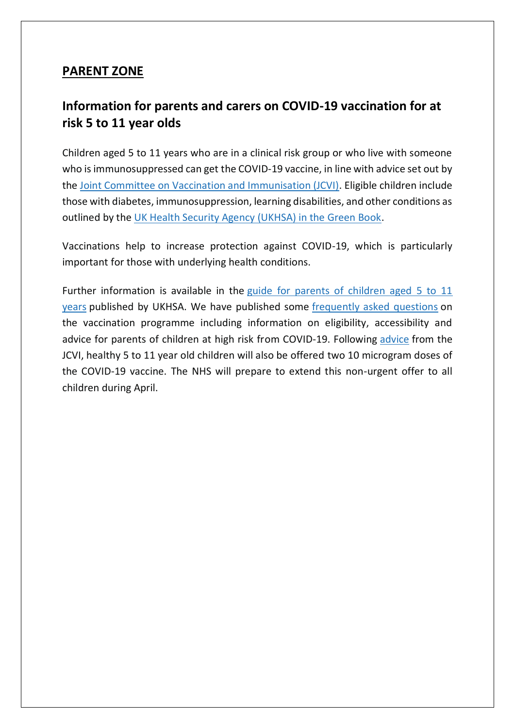## **PARENT ZONE**

### Information for parents and carers on COVID-19 vaccination for at risk 5 to 11 year olds

Children aged 5 to 11 years who are in a clinical risk group or who live with someone who is immunosuppressed can get the COVID-19 vaccine, in line with advice set out by the Joint Committee on Vaccination and Immunisation (JCVI). Eligible children include those with diabetes, immunosuppression, learning disabilities, and other conditions as outlined by the UK Health Security Agency (UKHSA) in the Green Book.

Vaccinations help to increase protection against COVID-19, which is particularly important for those with underlying health conditions.

Further information is available in the guide for parents of children aged 5 to 11 years published by UKHSA. We have published some frequently asked questions on the vaccination programme including information on eligibility, accessibility and advice for parents of children at high risk from COVID-19. Following advice from the JCVI, healthy 5 to 11 year old children will also be offered two 10 microgram doses of the COVID-19 vaccine. The NHS will prepare to extend this non-urgent offer to all children during April.